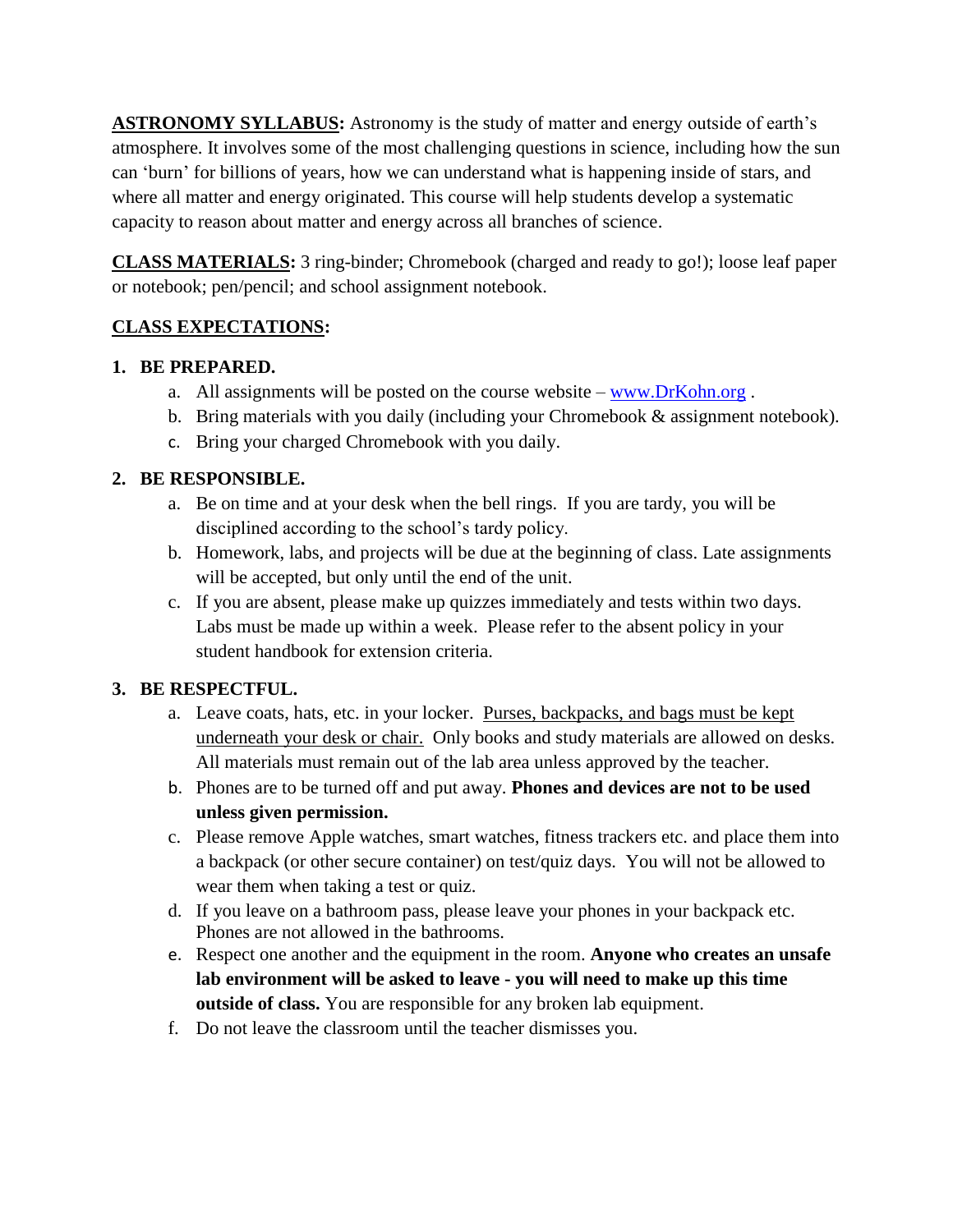**<u>ASTRONOMY SYLLABUS</u>:** Astronomy is the study of matter and energy outside of earth's atmosphere. It involves some of the most challenging questions in science, including how the sun can 'burn' for billions of years, how we can understand what is happening inside of stars, and where all matter and energy originated. This course will help students develop a systematic capacity to reason about matter and energy across all branches of science.

**<u>CLASS MATERIALS</u>:** 3 ring-binder; Chromebook (charged and ready to go!); loose leaf paper or notebook; pen/pencil; and school assignment notebook.

**<u>CLASS EXPECTATIONS</u>:**

1. **BE PREPARED.**
   a. All assignments will be posted on the course website – [www.DrKohn.org](http://www.DrKohn.org) .
   b. Bring materials with you daily (including your Chromebook & assignment notebook).
   c. Bring your charged Chromebook with you daily.

2. **BE RESPONSIBLE.**
   a. Be on time and at your desk when the bell rings. If you are tardy, you will be disciplined according to the school's tardy policy.
   b. Homework, labs, and projects will be due at the beginning of class. Late assignments will be accepted, but only until the end of the unit.
   c. If you are absent, please make up quizzes immediately and tests within two days. Labs must be made up within a week. Please refer to the absent policy in your student handbook for extension criteria.

3. **BE RESPECTFUL.**
   a. Leave coats, hats, etc. in your locker. <u>Purses, backpacks, and bags must be kept underneath your desk or chair.</u> Only books and study materials are allowed on desks. All materials must remain out of the lab area unless approved by the teacher.
   b. Phones are to be turned off and put away. **Phones and devices are not to be used unless given permission.**
   c. Please remove Apple watches, smart watches, fitness trackers etc. and place them into a backpack (or other secure container) on test/quiz days. You will not be allowed to wear them when taking a test or quiz.
   d. If you leave on a bathroom pass, please leave your phones in your backpack etc. Phones are not allowed in the bathrooms.
   e. Respect one another and the equipment in the room. **Anyone who creates an unsafe lab environment will be asked to leave - you will need to make up this time outside of class.** You are responsible for any broken lab equipment.
   f. Do not leave the classroom until the teacher dismisses you.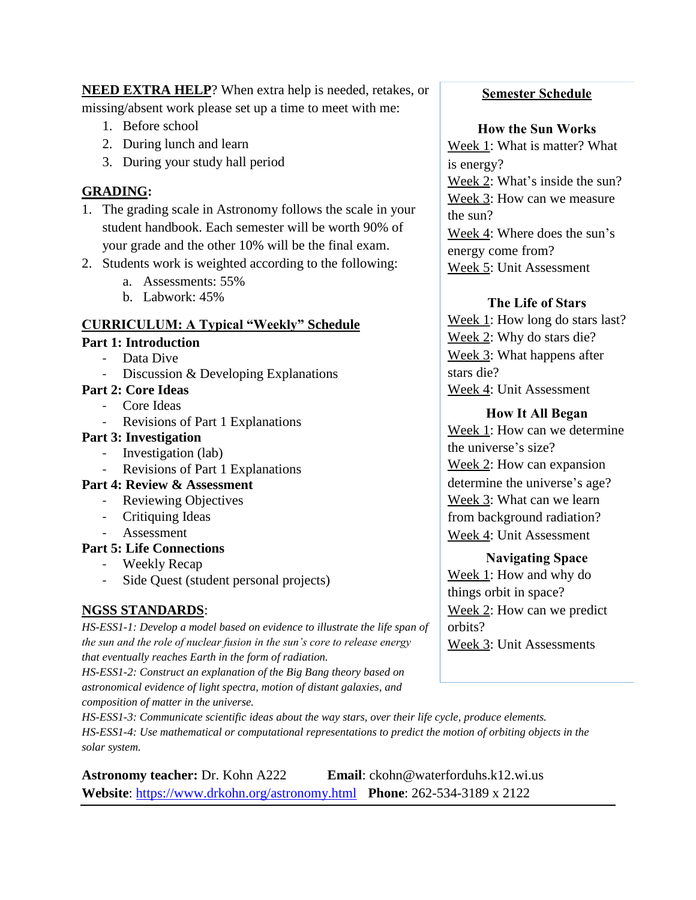**NEED EXTRA HELP**? When extra help is needed, retakes, or missing/absent work please set up a time to meet with me:

1. Before school
2. During lunch and learn
3. During your study hall period

**GRADING:**

1. The grading scale in Astronomy follows the scale in your student handbook. Each semester will be worth 90% of your grade and the other 10% will be the final exam.
2. Students work is weighted according to the following:
   a. Assessments: 55%
   b. Labwork: 45%

**CURRICULUM: A Typical "Weekly" Schedule**

**Part 1: Introduction**
- Data Dive
- Discussion & Developing Explanations

**Part 2: Core Ideas**
- Core Ideas
- Revisions of Part 1 Explanations

**Part 3: Investigation**
- Investigation (lab)
- Revisions of Part 1 Explanations

**Part 4: Review & Assessment**
- Reviewing Objectives
- Critiquing Ideas
- Assessment

**Part 5: Life Connections**
- Weekly Recap
- Side Quest (student personal projects)

**NGSS STANDARDS**:

*HS-ESS1-1: Develop a model based on evidence to illustrate the life span of the sun and the role of nuclear fusion in the sun's core to release energy that eventually reaches Earth in the form of radiation.*
*HS-ESS1-2: Construct an explanation of the Big Bang theory based on astronomical evidence of light spectra, motion of distant galaxies, and composition of matter in the universe.*
*HS-ESS1-3: Communicate scientific ideas about the way stars, over their life cycle, produce elements.*
*HS-ESS1-4: Use mathematical or computational representations to predict the motion of orbiting objects in the solar system.*

**Semester Schedule**

**How the Sun Works**

Week 1: What is matter? What is energy?
Week 2: What's inside the sun?
Week 3: How can we measure the sun?
Week 4: Where does the sun's energy come from?
Week 5: Unit Assessment

**The Life of Stars**

Week 1: How long do stars last?
Week 2: Why do stars die?
Week 3: What happens after stars die?
Week 4: Unit Assessment

**How It All Began**

Week 1: How can we determine the universe's size?
Week 2: How can expansion determine the universe's age?
Week 3: What can we learn from background radiation?
Week 4: Unit Assessment

**Navigating Space**

Week 1: How and why do things orbit in space?
Week 2: How can we predict orbits?
Week 3: Unit Assessments

**Astronomy teacher:** Dr. Kohn A222 **Email**: ckohn@waterforduhs.k12.wi.us
**Website**: https://www.drkohn.org/astronomy.html **Phone**: 262-534-3189 x 2122